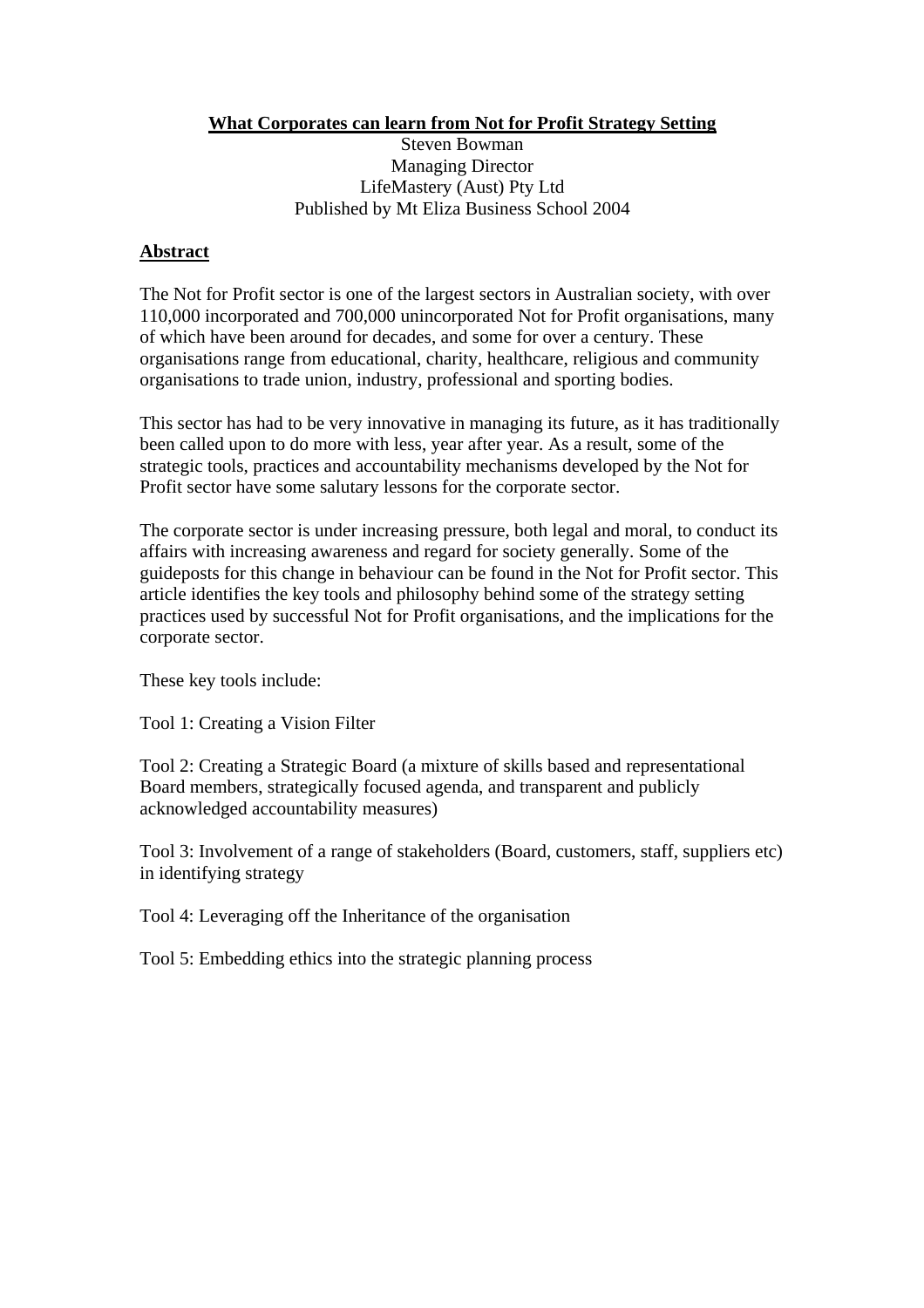# What Corporates can learn from Not for Profit Strategy Setting

Steven Bowman
Managing Director
LifeMastery (Aust) Pty Ltd
Published by Mt Eliza Business School 2004

## Abstract

The Not for Profit sector is one of the largest sectors in Australian society, with over 110,000 incorporated and 700,000 unincorporated Not for Profit organisations, many of which have been around for decades, and some for over a century. These organisations range from educational, charity, healthcare, religious and community organisations to trade union, industry, professional and sporting bodies.

This sector has had to be very innovative in managing its future, as it has traditionally been called upon to do more with less, year after year. As a result, some of the strategic tools, practices and accountability mechanisms developed by the Not for Profit sector have some salutary lessons for the corporate sector.

The corporate sector is under increasing pressure, both legal and moral, to conduct its affairs with increasing awareness and regard for society generally. Some of the guideposts for this change in behaviour can be found in the Not for Profit sector. This article identifies the key tools and philosophy behind some of the strategy setting practices used by successful Not for Profit organisations, and the implications for the corporate sector.

These key tools include:

Tool 1: Creating a Vision Filter

Tool 2: Creating a Strategic Board (a mixture of skills based and representational Board members, strategically focused agenda, and transparent and publicly acknowledged accountability measures)

Tool 3: Involvement of a range of stakeholders (Board, customers, staff, suppliers etc) in identifying strategy

Tool 4: Leveraging off the Inheritance of the organisation

Tool 5: Embedding ethics into the strategic planning process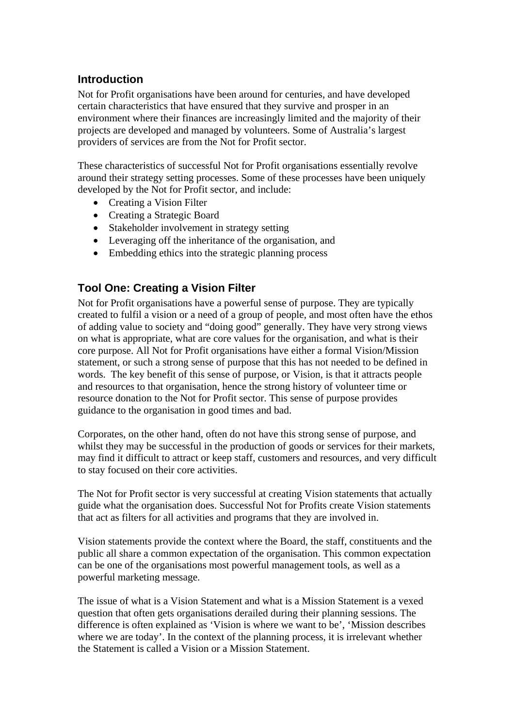## Introduction

Not for Profit organisations have been around for centuries, and have developed certain characteristics that have ensured that they survive and prosper in an environment where their finances are increasingly limited and the majority of their projects are developed and managed by volunteers. Some of Australia's largest providers of services are from the Not for Profit sector.

These characteristics of successful Not for Profit organisations essentially revolve around their strategy setting processes. Some of these processes have been uniquely developed by the Not for Profit sector, and include:

- Creating a Vision Filter
- Creating a Strategic Board
- Stakeholder involvement in strategy setting
- Leveraging off the inheritance of the organisation, and
- Embedding ethics into the strategic planning process

## Tool One: Creating a Vision Filter

Not for Profit organisations have a powerful sense of purpose. They are typically created to fulfil a vision or a need of a group of people, and most often have the ethos of adding value to society and "doing good" generally. They have very strong views on what is appropriate, what are core values for the organisation, and what is their core purpose. All Not for Profit organisations have either a formal Vision/Mission statement, or such a strong sense of purpose that this has not needed to be defined in words. The key benefit of this sense of purpose, or Vision, is that it attracts people and resources to that organisation, hence the strong history of volunteer time or resource donation to the Not for Profit sector. This sense of purpose provides guidance to the organisation in good times and bad.

Corporates, on the other hand, often do not have this strong sense of purpose, and whilst they may be successful in the production of goods or services for their markets, may find it difficult to attract or keep staff, customers and resources, and very difficult to stay focused on their core activities.

The Not for Profit sector is very successful at creating Vision statements that actually guide what the organisation does. Successful Not for Profits create Vision statements that act as filters for all activities and programs that they are involved in.

Vision statements provide the context where the Board, the staff, constituents and the public all share a common expectation of the organisation. This common expectation can be one of the organisations most powerful management tools, as well as a powerful marketing message.

The issue of what is a Vision Statement and what is a Mission Statement is a vexed question that often gets organisations derailed during their planning sessions. The difference is often explained as 'Vision is where we want to be', 'Mission describes where we are today'. In the context of the planning process, it is irrelevant whether the Statement is called a Vision or a Mission Statement.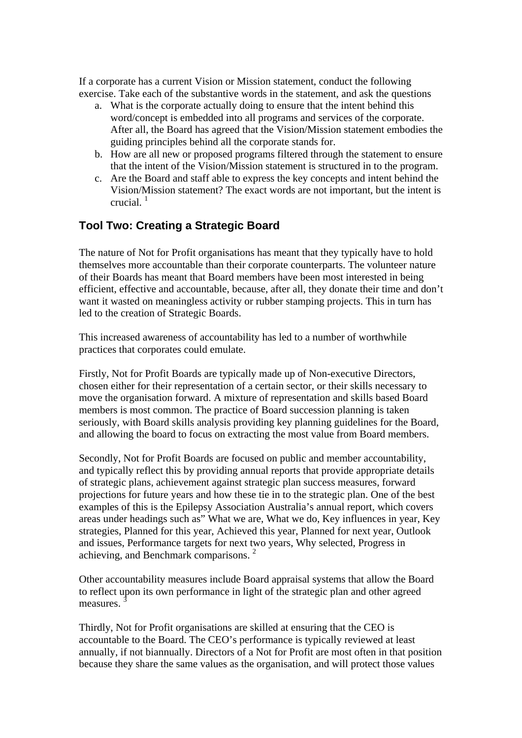If a corporate has a current Vision or Mission statement, conduct the following exercise. Take each of the substantive words in the statement, and ask the questions

a. What is the corporate actually doing to ensure that the intent behind this word/concept is embedded into all programs and services of the corporate. After all, the Board has agreed that the Vision/Mission statement embodies the guiding principles behind all the corporate stands for.
b. How are all new or proposed programs filtered through the statement to ensure that the intent of the Vision/Mission statement is structured in to the program.
c. Are the Board and staff able to express the key concepts and intent behind the Vision/Mission statement? The exact words are not important, but the intent is crucial. [1]

## Tool Two: Creating a Strategic Board

The nature of Not for Profit organisations has meant that they typically have to hold themselves more accountable than their corporate counterparts. The volunteer nature of their Boards has meant that Board members have been most interested in being efficient, effective and accountable, because, after all, they donate their time and don't want it wasted on meaningless activity or rubber stamping projects. This in turn has led to the creation of Strategic Boards.

This increased awareness of accountability has led to a number of worthwhile practices that corporates could emulate.

Firstly, Not for Profit Boards are typically made up of Non-executive Directors, chosen either for their representation of a certain sector, or their skills necessary to move the organisation forward. A mixture of representation and skills based Board members is most common. The practice of Board succession planning is taken seriously, with Board skills analysis providing key planning guidelines for the Board, and allowing the board to focus on extracting the most value from Board members.

Secondly, Not for Profit Boards are focused on public and member accountability, and typically reflect this by providing annual reports that provide appropriate details of strategic plans, achievement against strategic plan success measures, forward projections for future years and how these tie in to the strategic plan. One of the best examples of this is the Epilepsy Association Australia's annual report, which covers areas under headings such as" What we are, What we do, Key influences in year, Key strategies, Planned for this year, Achieved this year, Planned for next year, Outlook and issues, Performance targets for next two years, Why selected, Progress in achieving, and Benchmark comparisons. [2]

Other accountability measures include Board appraisal systems that allow the Board to reflect upon its own performance in light of the strategic plan and other agreed measures. [3]

Thirdly, Not for Profit organisations are skilled at ensuring that the CEO is accountable to the Board. The CEO's performance is typically reviewed at least annually, if not biannually. Directors of a Not for Profit are most often in that position because they share the same values as the organisation, and will protect those values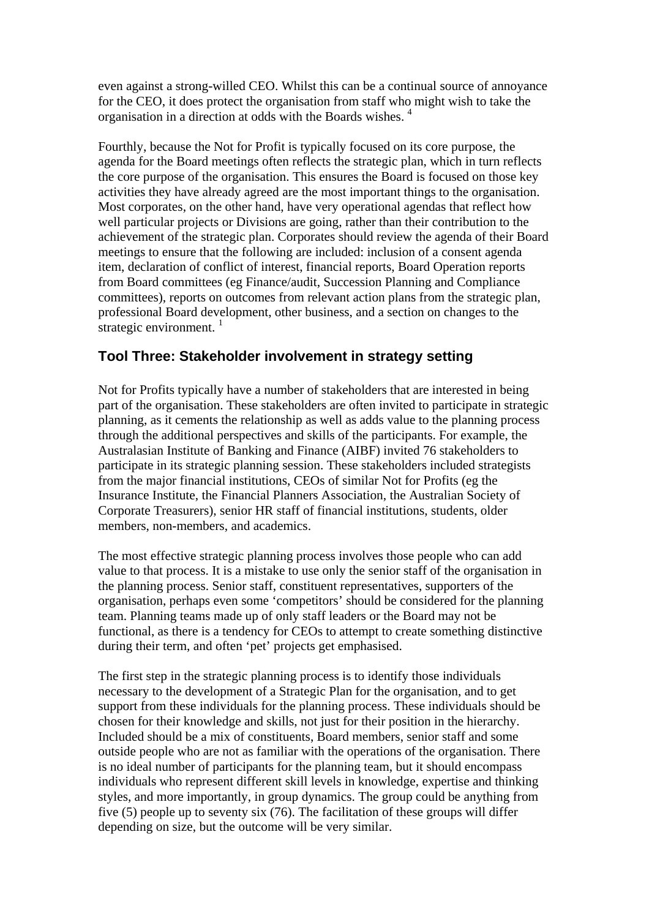even against a strong-willed CEO. Whilst this can be a continual source of annoyance for the CEO, it does protect the organisation from staff who might wish to take the organisation in a direction at odds with the Boards wishes. [4]

Fourthly, because the Not for Profit is typically focused on its core purpose, the agenda for the Board meetings often reflects the strategic plan, which in turn reflects the core purpose of the organisation. This ensures the Board is focused on those key activities they have already agreed are the most important things to the organisation. Most corporates, on the other hand, have very operational agendas that reflect how well particular projects or Divisions are going, rather than their contribution to the achievement of the strategic plan. Corporates should review the agenda of their Board meetings to ensure that the following are included: inclusion of a consent agenda item, declaration of conflict of interest, financial reports, Board Operation reports from Board committees (eg Finance/audit, Succession Planning and Compliance committees), reports on outcomes from relevant action plans from the strategic plan, professional Board development, other business, and a section on changes to the strategic environment. [1]

## Tool Three: Stakeholder involvement in strategy setting

Not for Profits typically have a number of stakeholders that are interested in being part of the organisation. These stakeholders are often invited to participate in strategic planning, as it cements the relationship as well as adds value to the planning process through the additional perspectives and skills of the participants. For example, the Australasian Institute of Banking and Finance (AIBF) invited 76 stakeholders to participate in its strategic planning session. These stakeholders included strategists from the major financial institutions, CEOs of similar Not for Profits (eg the Insurance Institute, the Financial Planners Association, the Australian Society of Corporate Treasurers), senior HR staff of financial institutions, students, older members, non-members, and academics.

The most effective strategic planning process involves those people who can add value to that process. It is a mistake to use only the senior staff of the organisation in the planning process. Senior staff, constituent representatives, supporters of the organisation, perhaps even some 'competitors' should be considered for the planning team. Planning teams made up of only staff leaders or the Board may not be functional, as there is a tendency for CEOs to attempt to create something distinctive during their term, and often 'pet' projects get emphasised.

The first step in the strategic planning process is to identify those individuals necessary to the development of a Strategic Plan for the organisation, and to get support from these individuals for the planning process. These individuals should be chosen for their knowledge and skills, not just for their position in the hierarchy. Included should be a mix of constituents, Board members, senior staff and some outside people who are not as familiar with the operations of the organisation. There is no ideal number of participants for the planning team, but it should encompass individuals who represent different skill levels in knowledge, expertise and thinking styles, and more importantly, in group dynamics. The group could be anything from five (5) people up to seventy six (76). The facilitation of these groups will differ depending on size, but the outcome will be very similar.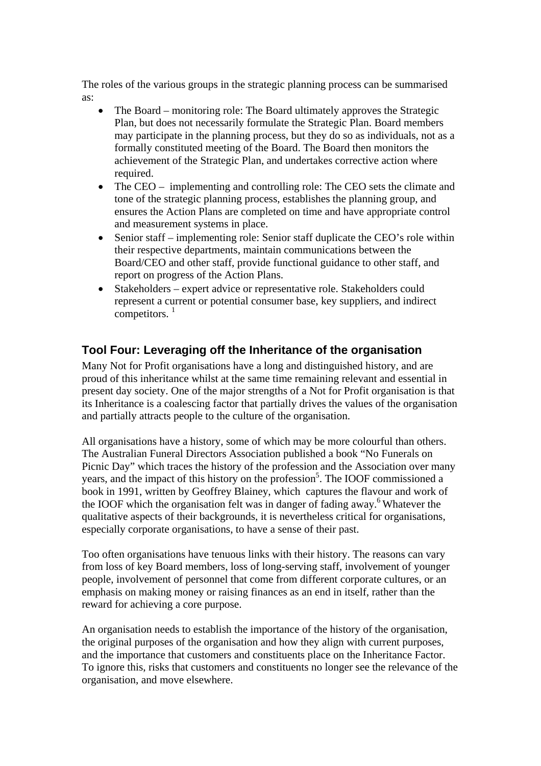The roles of the various groups in the strategic planning process can be summarised as:

- The Board – monitoring role: The Board ultimately approves the Strategic Plan, but does not necessarily formulate the Strategic Plan. Board members may participate in the planning process, but they do so as individuals, not as a formally constituted meeting of the Board. The Board then monitors the achievement of the Strategic Plan, and undertakes corrective action where required.
- The CEO – implementing and controlling role: The CEO sets the climate and tone of the strategic planning process, establishes the planning group, and ensures the Action Plans are completed on time and have appropriate control and measurement systems in place.
- Senior staff – implementing role: Senior staff duplicate the CEO's role within their respective departments, maintain communications between the Board/CEO and other staff, provide functional guidance to other staff, and report on progress of the Action Plans.
- Stakeholders – expert advice or representative role. Stakeholders could represent a current or potential consumer base, key suppliers, and indirect competitors. [1]

## Tool Four: Leveraging off the Inheritance of the organisation

Many Not for Profit organisations have a long and distinguished history, and are proud of this inheritance whilst at the same time remaining relevant and essential in present day society. One of the major strengths of a Not for Profit organisation is that its Inheritance is a coalescing factor that partially drives the values of the organisation and partially attracts people to the culture of the organisation.

All organisations have a history, some of which may be more colourful than others. The Australian Funeral Directors Association published a book "No Funerals on Picnic Day" which traces the history of the profession and the Association over many years, and the impact of this history on the profession[5]. The IOOF commissioned a book in 1991, written by Geoffrey Blainey, which captures the flavour and work of the IOOF which the organisation felt was in danger of fading away.[6] Whatever the qualitative aspects of their backgrounds, it is nevertheless critical for organisations, especially corporate organisations, to have a sense of their past.

Too often organisations have tenuous links with their history. The reasons can vary from loss of key Board members, loss of long-serving staff, involvement of younger people, involvement of personnel that come from different corporate cultures, or an emphasis on making money or raising finances as an end in itself, rather than the reward for achieving a core purpose.

An organisation needs to establish the importance of the history of the organisation, the original purposes of the organisation and how they align with current purposes, and the importance that customers and constituents place on the Inheritance Factor. To ignore this, risks that customers and constituents no longer see the relevance of the organisation, and move elsewhere.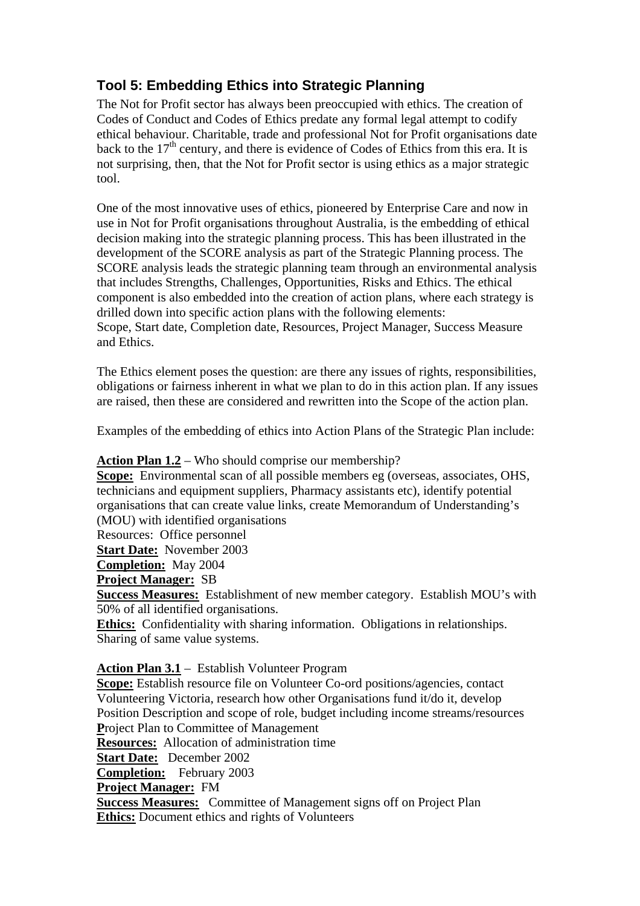## Tool 5: Embedding Ethics into Strategic Planning

The Not for Profit sector has always been preoccupied with ethics. The creation of Codes of Conduct and Codes of Ethics predate any formal legal attempt to codify ethical behaviour. Charitable, trade and professional Not for Profit organisations date back to the 17th century, and there is evidence of Codes of Ethics from this era. It is not surprising, then, that the Not for Profit sector is using ethics as a major strategic tool.

One of the most innovative uses of ethics, pioneered by Enterprise Care and now in use in Not for Profit organisations throughout Australia, is the embedding of ethical decision making into the strategic planning process. This has been illustrated in the development of the SCORE analysis as part of the Strategic Planning process. The SCORE analysis leads the strategic planning team through an environmental analysis that includes Strengths, Challenges, Opportunities, Risks and Ethics. The ethical component is also embedded into the creation of action plans, where each strategy is drilled down into specific action plans with the following elements:
Scope, Start date, Completion date, Resources, Project Manager, Success Measure and Ethics.

The Ethics element poses the question: are there any issues of rights, responsibilities, obligations or fairness inherent in what we plan to do in this action plan. If any issues are raised, then these are considered and rewritten into the Scope of the action plan.

Examples of the embedding of ethics into Action Plans of the Strategic Plan include:

**Action Plan 1.2** – Who should comprise our membership?
**Scope:** Environmental scan of all possible members eg (overseas, associates, OHS, technicians and equipment suppliers, Pharmacy assistants etc), identify potential organisations that can create value links, create Memorandum of Understanding's (MOU) with identified organisations
Resources: Office personnel
**Start Date:** November 2003
**Completion:** May 2004
**Project Manager:** SB
**Success Measures:** Establishment of new member category. Establish MOU's with 50% of all identified organisations.
**Ethics:** Confidentiality with sharing information. Obligations in relationships. Sharing of same value systems.

**Action Plan 3.1** – Establish Volunteer Program
**Scope:** Establish resource file on Volunteer Co-ord positions/agencies, contact Volunteering Victoria, research how other Organisations fund it/do it, develop Position Description and scope of role, budget including income streams/resources **P**roject Plan to Committee of Management
**Resources:** Allocation of administration time
**Start Date:** December 2002
**Completion:** February 2003
**Project Manager:** FM
**Success Measures:** Committee of Management signs off on Project Plan
**Ethics:** Document ethics and rights of Volunteers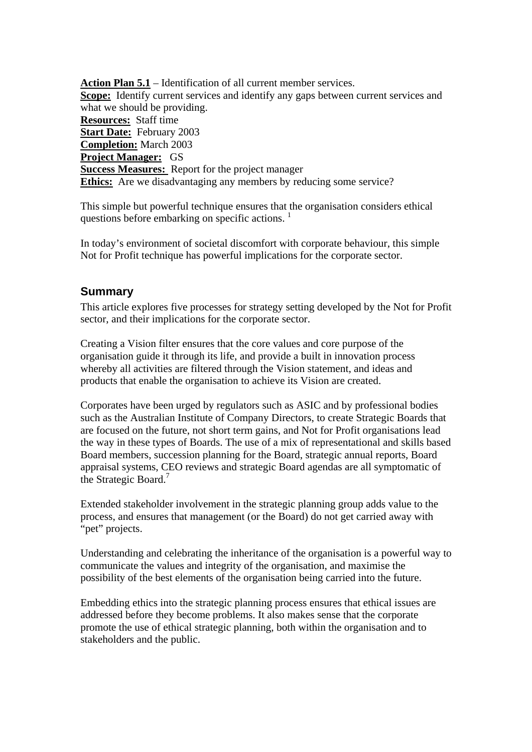**Action Plan 5.1** – Identification of all current member services.
**Scope:** Identify current services and identify any gaps between current services and what we should be providing.
**Resources:** Staff time
**Start Date:** February 2003
**Completion:** March 2003
**Project Manager:** GS
**Success Measures:** Report for the project manager
**Ethics:** Are we disadvantaging any members by reducing some service?

This simple but powerful technique ensures that the organisation considers ethical questions before embarking on specific actions. [1]

In today's environment of societal discomfort with corporate behaviour, this simple Not for Profit technique has powerful implications for the corporate sector.

## Summary

This article explores five processes for strategy setting developed by the Not for Profit sector, and their implications for the corporate sector.

Creating a Vision filter ensures that the core values and core purpose of the organisation guide it through its life, and provide a built in innovation process whereby all activities are filtered through the Vision statement, and ideas and products that enable the organisation to achieve its Vision are created.

Corporates have been urged by regulators such as ASIC and by professional bodies such as the Australian Institute of Company Directors, to create Strategic Boards that are focused on the future, not short term gains, and Not for Profit organisations lead the way in these types of Boards. The use of a mix of representational and skills based Board members, succession planning for the Board, strategic annual reports, Board appraisal systems, CEO reviews and strategic Board agendas are all symptomatic of the Strategic Board.[7]

Extended stakeholder involvement in the strategic planning group adds value to the process, and ensures that management (or the Board) do not get carried away with "pet" projects.

Understanding and celebrating the inheritance of the organisation is a powerful way to communicate the values and integrity of the organisation, and maximise the possibility of the best elements of the organisation being carried into the future.

Embedding ethics into the strategic planning process ensures that ethical issues are addressed before they become problems. It also makes sense that the corporate promote the use of ethical strategic planning, both within the organisation and to stakeholders and the public.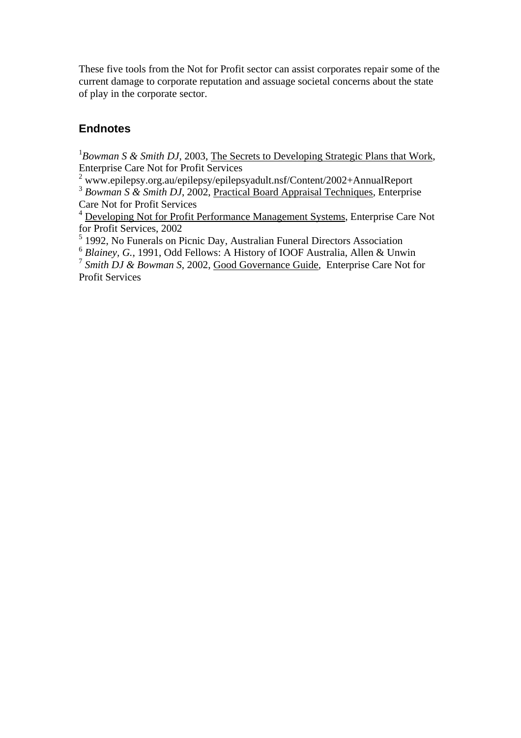These five tools from the Not for Profit sector can assist corporates repair some of the current damage to corporate reputation and assuage societal concerns about the state of play in the corporate sector.

## Endnotes

[1] *Bowman S & Smith DJ*, 2003, The Secrets to Developing Strategic Plans that Work, Enterprise Care Not for Profit Services

[2] www.epilepsy.org.au/epilepsy/epilepsyadult.nsf/Content/2002+AnnualReport

[3] *Bowman S & Smith DJ*, 2002, Practical Board Appraisal Techniques, Enterprise Care Not for Profit Services

[4] Developing Not for Profit Performance Management Systems, Enterprise Care Not for Profit Services, 2002

[5] 1992, No Funerals on Picnic Day, Australian Funeral Directors Association

[6] *Blainey, G.*, 1991, Odd Fellows: A History of IOOF Australia, Allen & Unwin

[7] *Smith DJ & Bowman S*, 2002, Good Governance Guide, Enterprise Care Not for Profit Services